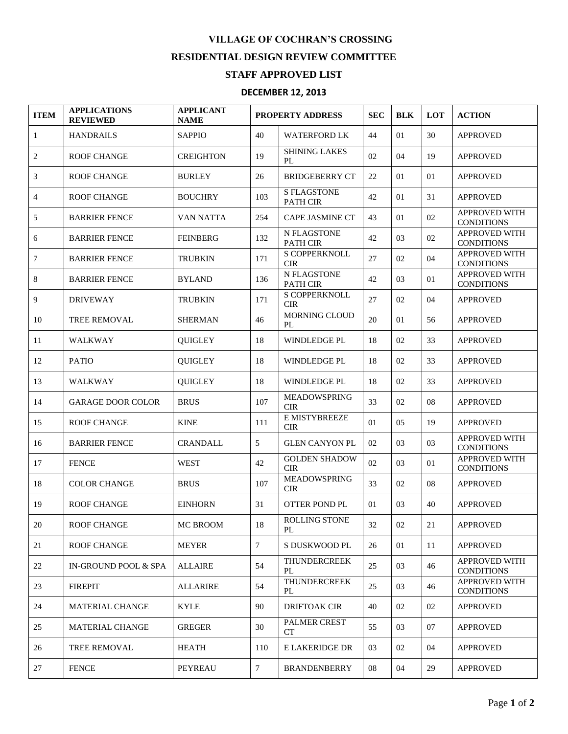# VILLAGE OF COCHRAN'S CROSSING

## RESIDENTIAL DESIGN REVIEW COMMITTEE

## STAFF APPROVED LIST

### DECEMBER 12, 2013

| ITEM | APPLICATIONS REVIEWED | APPLICANT NAME | PROPERTY ADDRESS | | SEC | BLK | LOT | ACTION |
|---|---|---|---|---|---|---|---|---|
| 1 | HANDRAILS | SAPPIO | 40 | WATERFORD LK | 44 | 01 | 30 | APPROVED |
| 2 | ROOF CHANGE | CREIGHTON | 19 | SHINING LAKES PL | 02 | 04 | 19 | APPROVED |
| 3 | ROOF CHANGE | BURLEY | 26 | BRIDGEBERRY CT | 22 | 01 | 01 | APPROVED |
| 4 | ROOF CHANGE | BOUCHRY | 103 | S FLAGSTONE PATH CIR | 42 | 01 | 31 | APPROVED |
| 5 | BARRIER FENCE | VAN NATTA | 254 | CAPE JASMINE CT | 43 | 01 | 02 | APPROVED WITH CONDITIONS |
| 6 | BARRIER FENCE | FEINBERG | 132 | N FLAGSTONE PATH CIR | 42 | 03 | 02 | APPROVED WITH CONDITIONS |
| 7 | BARRIER FENCE | TRUBKIN | 171 | S COPPERKNOLL CIR | 27 | 02 | 04 | APPROVED WITH CONDITIONS |
| 8 | BARRIER FENCE | BYLAND | 136 | N FLAGSTONE PATH CIR | 42 | 03 | 01 | APPROVED WITH CONDITIONS |
| 9 | DRIVEWAY | TRUBKIN | 171 | S COPPERKNOLL CIR | 27 | 02 | 04 | APPROVED |
| 10 | TREE REMOVAL | SHERMAN | 46 | MORNING CLOUD PL | 20 | 01 | 56 | APPROVED |
| 11 | WALKWAY | QUIGLEY | 18 | WINDLEDGE PL | 18 | 02 | 33 | APPROVED |
| 12 | PATIO | QUIGLEY | 18 | WINDLEDGE PL | 18 | 02 | 33 | APPROVED |
| 13 | WALKWAY | QUIGLEY | 18 | WINDLEDGE PL | 18 | 02 | 33 | APPROVED |
| 14 | GARAGE DOOR COLOR | BRUS | 107 | MEADOWSPRING CIR | 33 | 02 | 08 | APPROVED |
| 15 | ROOF CHANGE | KINE | 111 | E MISTYBREEZE CIR | 01 | 05 | 19 | APPROVED |
| 16 | BARRIER FENCE | CRANDALL | 5 | GLEN CANYON PL | 02 | 03 | 03 | APPROVED WITH CONDITIONS |
| 17 | FENCE | WEST | 42 | GOLDEN SHADOW CIR | 02 | 03 | 01 | APPROVED WITH CONDITIONS |
| 18 | COLOR CHANGE | BRUS | 107 | MEADOWSPRING CIR | 33 | 02 | 08 | APPROVED |
| 19 | ROOF CHANGE | EINHORN | 31 | OTTER POND PL | 01 | 03 | 40 | APPROVED |
| 20 | ROOF CHANGE | MC BROOM | 18 | ROLLING STONE PL | 32 | 02 | 21 | APPROVED |
| 21 | ROOF CHANGE | MEYER | 7 | S DUSKWOOD PL | 26 | 01 | 11 | APPROVED |
| 22 | IN-GROUND POOL & SPA | ALLAIRE | 54 | THUNDERCREEK PL | 25 | 03 | 46 | APPROVED WITH CONDITIONS |
| 23 | FIREPIT | ALLARIRE | 54 | THUNDERCREEK PL | 25 | 03 | 46 | APPROVED WITH CONDITIONS |
| 24 | MATERIAL CHANGE | KYLE | 90 | DRIFTOAK CIR | 40 | 02 | 02 | APPROVED |
| 25 | MATERIAL CHANGE | GREGER | 30 | PALMER CREST CT | 55 | 03 | 07 | APPROVED |
| 26 | TREE REMOVAL | HEATH | 110 | E LAKERIDGE DR | 03 | 02 | 04 | APPROVED |
| 27 | FENCE | PEYREAU | 7 | BRANDENBERRY | 08 | 04 | 29 | APPROVED |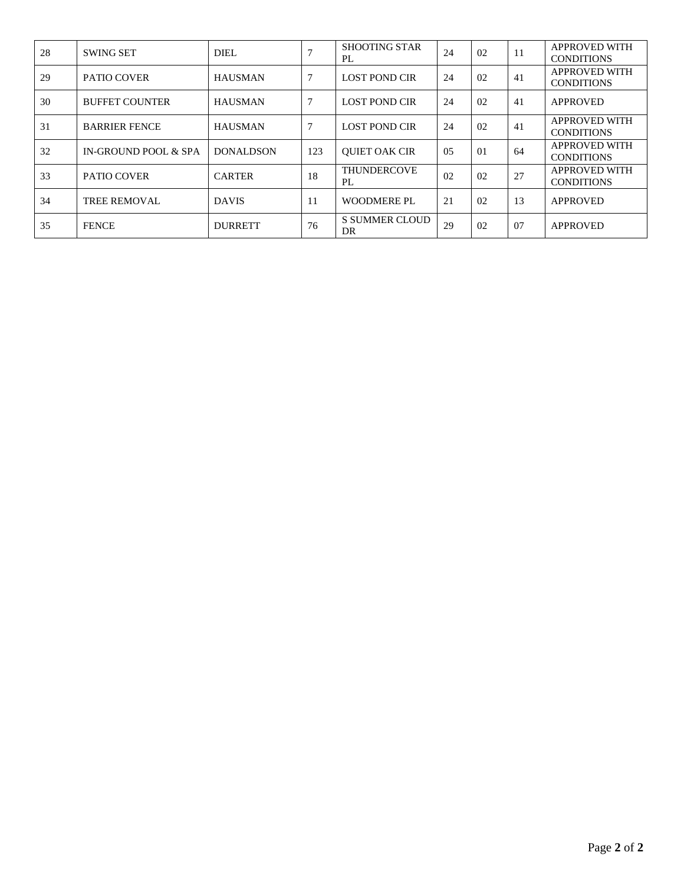| | | | | | | | | |
|---|---|---|---|---|---|---|---|---|
| 28 | SWING SET | DIEL | 7 | SHOOTING STAR PL | 24 | 02 | 11 | APPROVED WITH CONDITIONS |
| 29 | PATIO COVER | HAUSMAN | 7 | LOST POND CIR | 24 | 02 | 41 | APPROVED WITH CONDITIONS |
| 30 | BUFFET COUNTER | HAUSMAN | 7 | LOST POND CIR | 24 | 02 | 41 | APPROVED |
| 31 | BARRIER FENCE | HAUSMAN | 7 | LOST POND CIR | 24 | 02 | 41 | APPROVED WITH CONDITIONS |
| 32 | IN-GROUND POOL & SPA | DONALDSON | 123 | QUIET OAK CIR | 05 | 01 | 64 | APPROVED WITH CONDITIONS |
| 33 | PATIO COVER | CARTER | 18 | THUNDERCOVE PL | 02 | 02 | 27 | APPROVED WITH CONDITIONS |
| 34 | TREE REMOVAL | DAVIS | 11 | WOODMERE PL | 21 | 02 | 13 | APPROVED |
| 35 | FENCE | DURRETT | 76 | S SUMMER CLOUD DR | 29 | 02 | 07 | APPROVED |